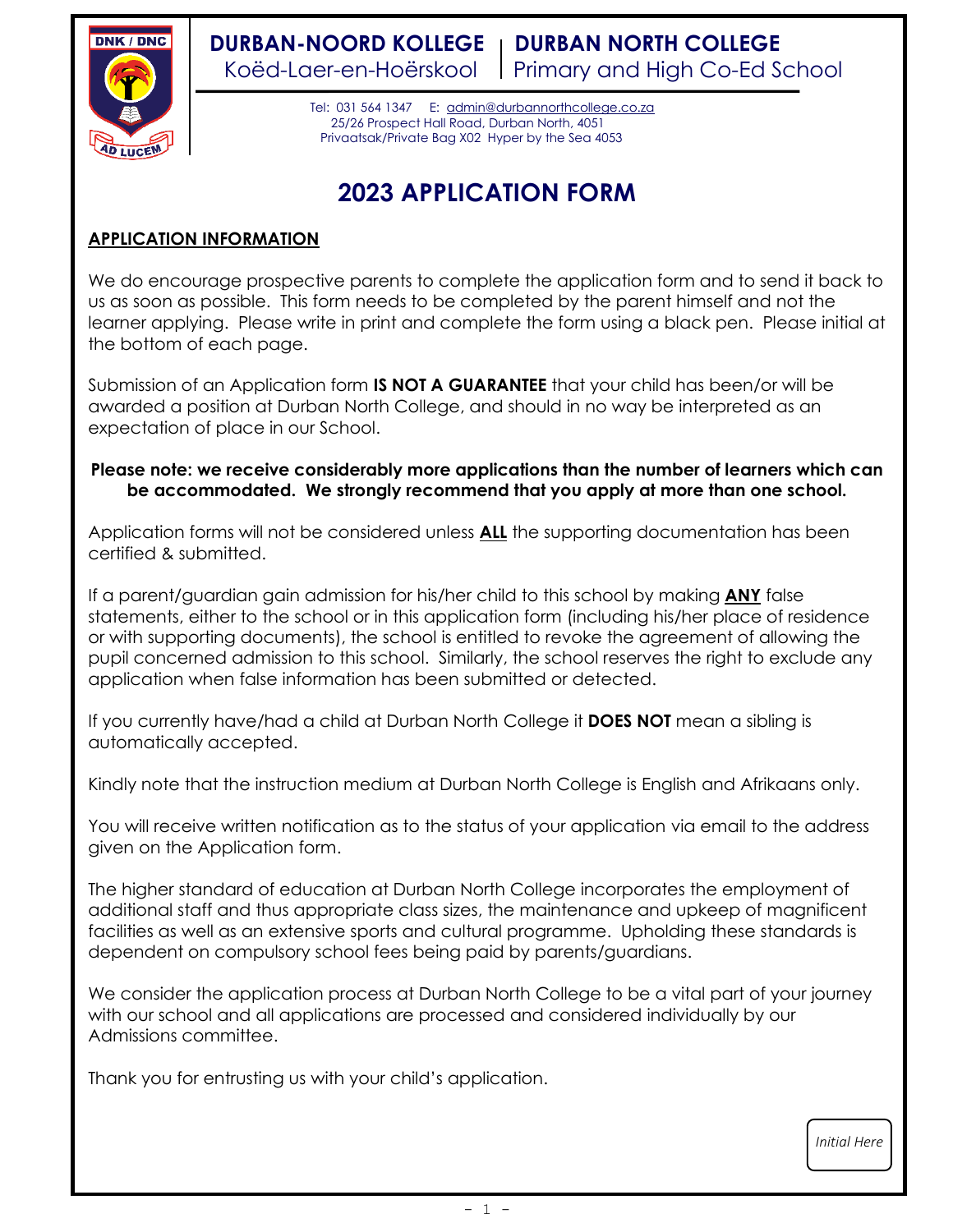**DURBAN-NOORD KOLLEGE** | **DURBAN NORTH COLLEGE**
Koëd-Laer-en-Hoërskool | Primary and High Co-Ed School

Tel: 031 564 1347 E: admin@durbannorthcollege.co.za
25/26 Prospect Hall Road, Durban North, 4051
Privaatsak/Private Bag X02 Hyper by the Sea 4053

# 2023 APPLICATION FORM

## APPLICATION INFORMATION

We do encourage prospective parents to complete the application form and to send it back to us as soon as possible. This form needs to be completed by the parent himself and not the learner applying. Please write in print and complete the form using a black pen. Please initial at the bottom of each page.

Submission of an Application form **IS NOT A GUARANTEE** that your child has been/or will be awarded a position at Durban North College, and should in no way be interpreted as an expectation of place in our School.

**Please note: we receive considerably more applications than the number of learners which can be accommodated. We strongly recommend that you apply at more than one school.**

Application forms will not be considered unless **ALL** the supporting documentation has been certified & submitted.

If a parent/guardian gain admission for his/her child to this school by making **ANY** false statements, either to the school or in this application form (including his/her place of residence or with supporting documents), the school is entitled to revoke the agreement of allowing the pupil concerned admission to this school. Similarly, the school reserves the right to exclude any application when false information has been submitted or detected.

If you currently have/had a child at Durban North College it **DOES NOT** mean a sibling is automatically accepted.

Kindly note that the instruction medium at Durban North College is English and Afrikaans only.

You will receive written notification as to the status of your application via email to the address given on the Application form.

The higher standard of education at Durban North College incorporates the employment of additional staff and thus appropriate class sizes, the maintenance and upkeep of magnificent facilities as well as an extensive sports and cultural programme. Upholding these standards is dependent on compulsory school fees being paid by parents/guardians.

We consider the application process at Durban North College to be a vital part of your journey with our school and all applications are processed and considered individually by our Admissions committee.

Thank you for entrusting us with your child's application.

*Initial Here*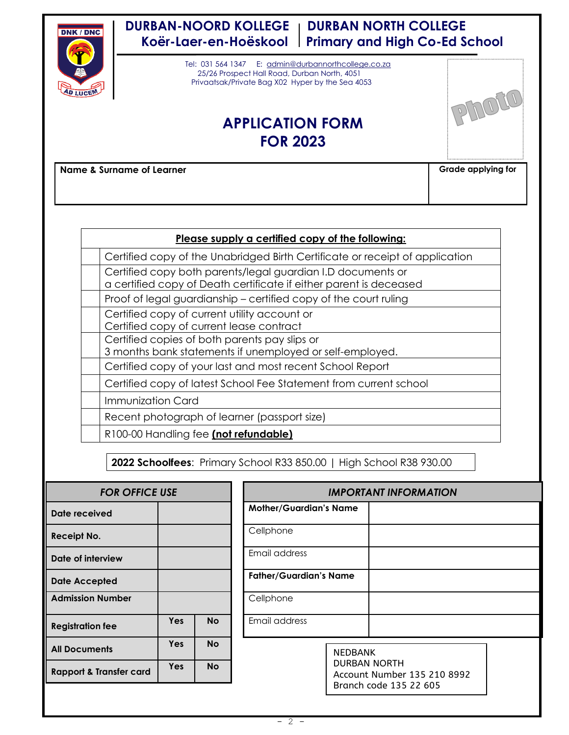# DURBAN-NOORD KOLLEGE | DURBAN NORTH COLLEGE

## Koër-Laer-en-Hoëskool | Primary and High Co-Ed School

Tel: 031 564 1347 E: admin@durbannorthcollege.co.za
25/26 Prospect Hall Road, Durban North, 4051
Privaatsak/Private Bag X02 Hyper by the Sea 4053

Photo

# APPLICATION FORM FOR 2023

| Name & Surname of Learner | Grade applying for |
|---|---|
| | |

| | Please supply a certified copy of the following: |
|---|---|
| | Certified copy of the Unabridged Birth Certificate or receipt of application |
| | Certified copy both parents/legal guardian I.D documents or a certified copy of Death certificate if either parent is deceased |
| | Proof of legal guardianship – certified copy of the court ruling |
| | Certified copy of current utility account or Certified copy of current lease contract |
| | Certified copies of both parents pay slips or 3 months bank statements if unemployed or self-employed. |
| | Certified copy of your last and most recent School Report |
| | Certified copy of latest School Fee Statement from current school |
| | Immunization Card |
| | Recent photograph of learner (passport size) |
| | R100-00 Handling fee **(not refundable)** |

**2022 Schoolfees**: Primary School R33 850.00 | High School R38 930.00

| *FOR OFFICE USE* | | |
|---|---|---|
| **Date received** | | |
| **Receipt No.** | | |
| **Date of interview** | | |
| **Date Accepted** | | |
| **Admission Number** | | |
| **Registration fee** | **Yes** | **No** |
| **All Documents** | **Yes** | **No** |
| **Rapport & Transfer card** | **Yes** | **No** |

| *IMPORTANT INFORMATION* | |
|---|---|
| **Mother/Guardian's Name** | |
| Cellphone | |
| Email address | |
| **Father/Guardian's Name** | |
| Cellphone | |
| Email address | |

NEDBANK
DURBAN NORTH
Account Number 135 210 8992
Branch code 135 22 605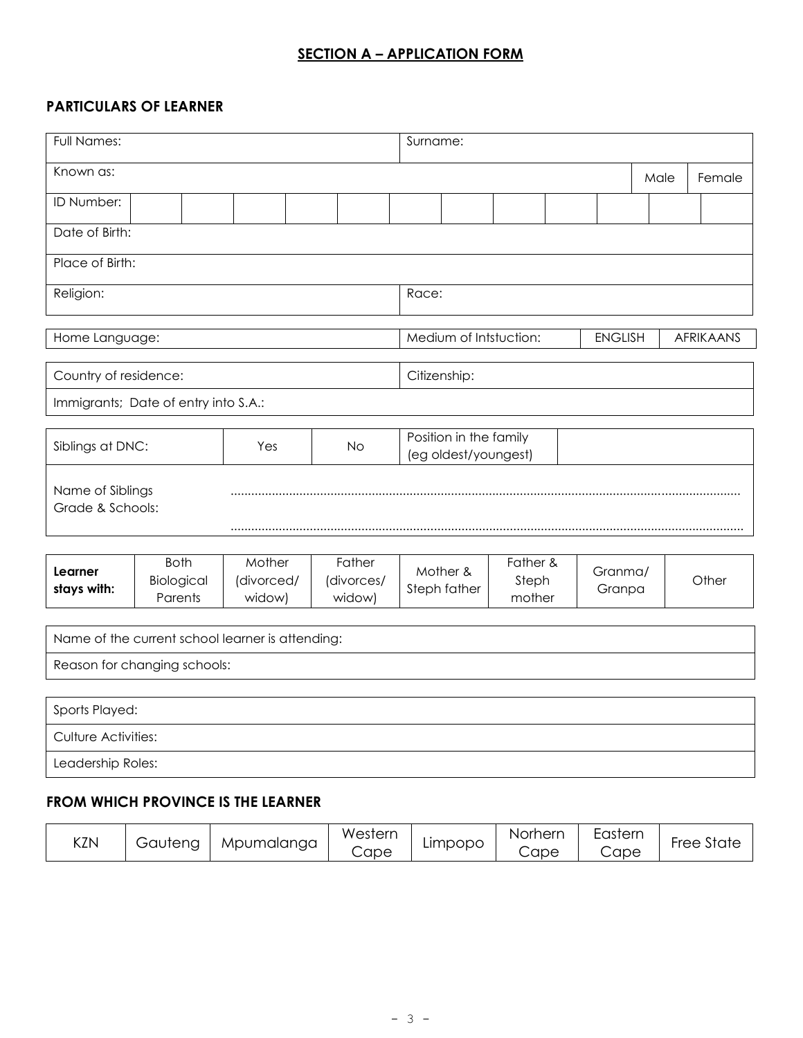## SECTION A – APPLICATION FORM

### PARTICULARS OF LEARNER

| Full Names: | Surname: | | |
|---|---|---|---|
| Known as: | | Male | Female |

| ID Number: | | | | | | | | | | | | | |
|---|---|---|---|---|---|---|---|---|---|---|---|---|---|

| Date of Birth: |
|---|
| Place of Birth: |

| Religion: | Race: |
|---|---|

| Home Language: | Medium of Intstuction: | ENGLISH | AFRIKAANS |
|---|---|---|---|

| Country of residence: | Citizenship: |
|---|---|
| Immigrants; Date of entry into S.A.: | |

| Siblings at DNC: | Yes | No | Position in the family (eg oldest/youngest) | |
|---|---|---|---|---|
| Name of Siblings Grade & Schools: | .................................................................................................................................................. .................................................................................................................................................. | | | |

| **Learner stays with:** | Both Biological Parents | Mother (divorced/ widow) | Father (divorces/ widow) | Mother & Steph father | Father & Steph mother | Granma/ Granpa | Other |
|---|---|---|---|---|---|---|---|

| Name of the current school learner is attending: |
|---|
| Reason for changing schools: |

| Sports Played: |
|---|
| Culture Activities: |
| Leadership Roles: |

### FROM WHICH PROVINCE IS THE LEARNER

| KZN | Gauteng | Mpumalanga | Western Cape | Limpopo | Norhern Cape | Eastern Cape | Free State |
|---|---|---|---|---|---|---|---|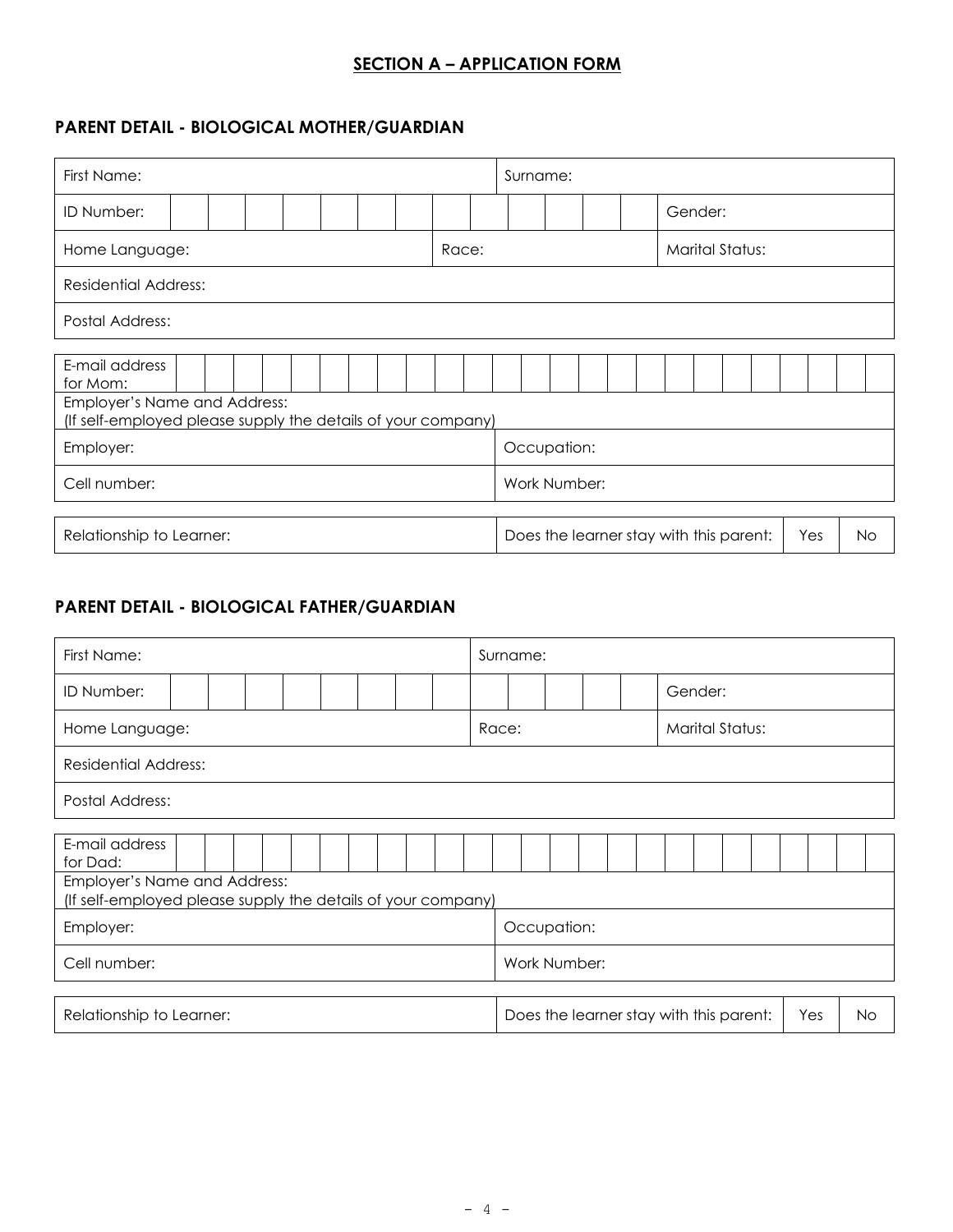## SECTION A – APPLICATION FORM

### PARENT DETAIL - BIOLOGICAL MOTHER/GUARDIAN

| First Name: | | Surname: | |
|---|---|---|---|
| ID Number: | | Gender: | |
| Home Language: | Race: | Marital Status: | |
| Residential Address: | | | |
| Postal Address: | | | |

| E-mail address for Mom: | |
|---|---|
| Employer's Name and Address: (If self-employed please supply the details of your company) | |
| Employer: | Occupation: |
| Cell number: | Work Number: |

| Relationship to Learner: | Does the learner stay with this parent: | Yes | No |
|---|---|---|---|

### PARENT DETAIL - BIOLOGICAL FATHER/GUARDIAN

| First Name: | | Surname: | |
|---|---|---|---|
| ID Number: | | Gender: | |
| Home Language: | Race: | Marital Status: | |
| Residential Address: | | | |
| Postal Address: | | | |

| E-mail address for Dad: | |
|---|---|
| Employer's Name and Address: (If self-employed please supply the details of your company) | |
| Employer: | Occupation: |
| Cell number: | Work Number: |

| Relationship to Learner: | Does the learner stay with this parent: | Yes | No |
|---|---|---|---|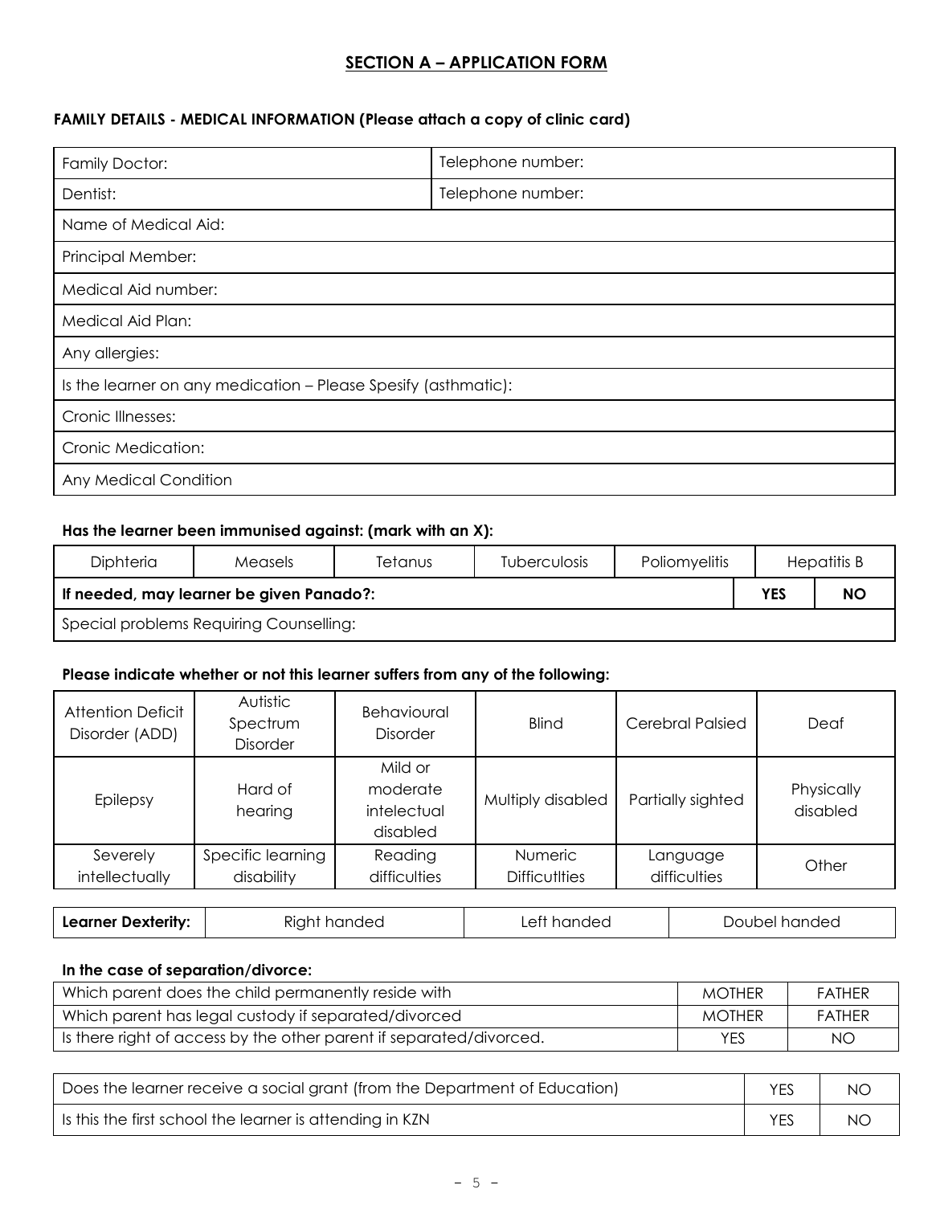## SECTION A – APPLICATION FORM

**FAMILY DETAILS - MEDICAL INFORMATION (Please attach a copy of clinic card)**

| Family Doctor: | Telephone number: |
|---|---|
| Dentist: | Telephone number: |
| Name of Medical Aid: | |
| Principal Member: | |
| Medical Aid number: | |
| Medical Aid Plan: | |
| Any allergies: | |
| Is the learner on any medication – Please Spesify (asthmatic): | |
| Cronic Illnesses: | |
| Cronic Medication: | |
| Any Medical Condition | |

**Has the learner been immunised against: (mark with an X):**

| Diphteria | Measels | Tetanus | Tuberculosis | Poliomyelitis | Hepatitis B | |
|---|---|---|---|---|---|---|
| **If needed, may learner be given Panado?:** | | | | | **YES** | **NO** |
| Special problems Requiring Counselling: | | | | | | |

**Please indicate whether or not this learner suffers from any of the following:**

| Attention Deficit Disorder (ADD) | Autistic Spectrum Disorder | Behavioural Disorder | Blind | Cerebral Palsied | Deaf |
|---|---|---|---|---|---|
| Epilepsy | Hard of hearing | Mild or moderate intelectual disabled | Multiply disabled | Partially sighted | Physically disabled |
| Severely intellectually | Specific learning disability | Reading difficulties | Numeric Difficutlties | Language difficulties | Other |

| **Learner Dexterity:** | Right handed | Left handed | Doubel handed |
|---|---|---|---|

**In the case of separation/divorce:**

| Which parent does the child permanently reside with | MOTHER | FATHER |
|---|---|---|
| Which parent has legal custody if separated/divorced | MOTHER | FATHER |
| Is there right of access by the other parent if separated/divorced. | YES | NO |

| Does the learner receive a social grant (from the Department of Education) | YES | NO |
|---|---|---|
| Is this the first school the learner is attending in KZN | YES | NO |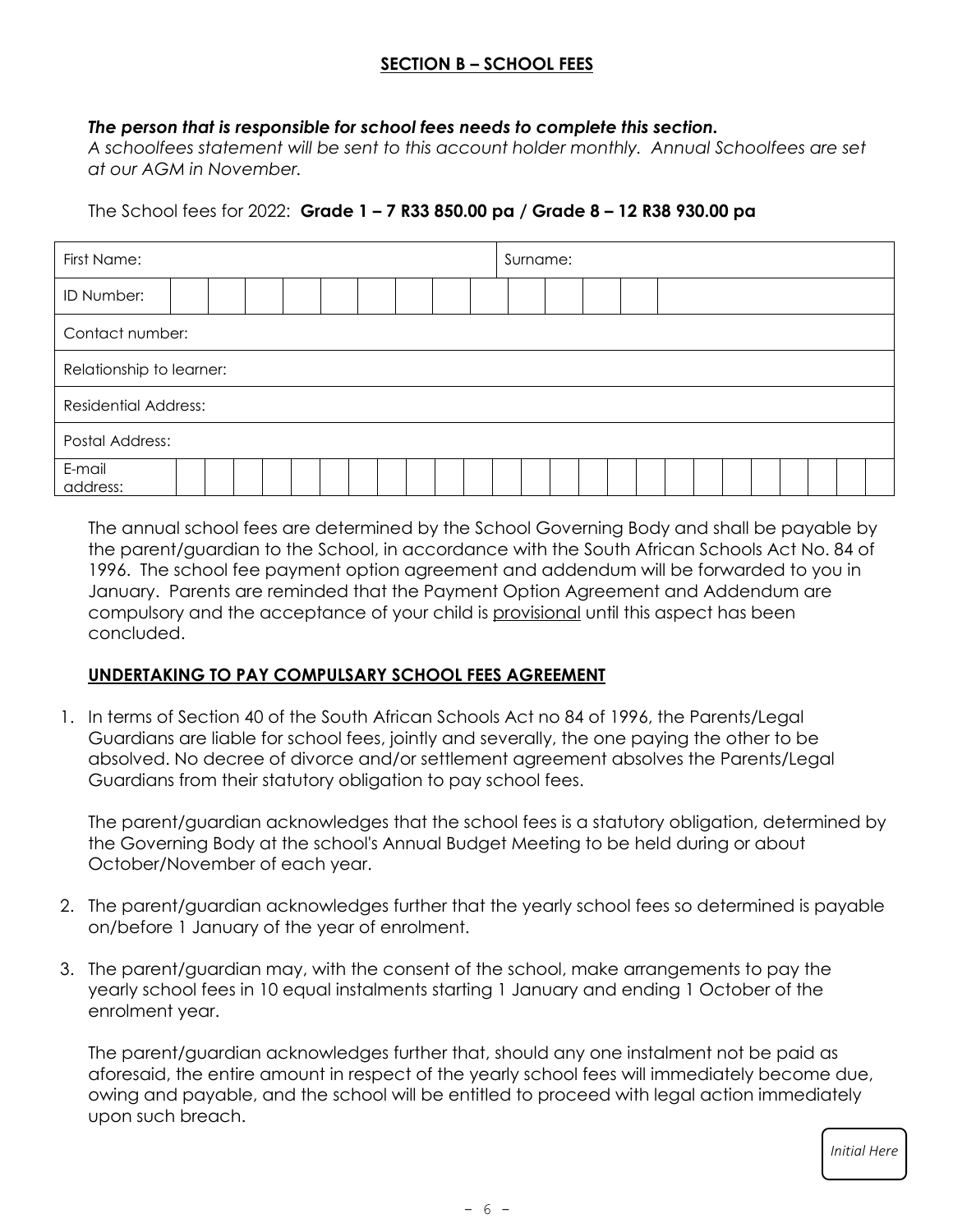## SECTION B – SCHOOL FEES

***The person that is responsible for school fees needs to complete this section.***
*A schoolfees statement will be sent to this account holder monthly. Annual Schoolfees are set at our AGM in November.*

The School fees for 2022: **Grade 1 – 7 R33 850.00 pa / Grade 8 – 12 R38 930.00 pa**

| First Name: | Surname: |
|---|---|
| ID Number: | |
| Contact number: | |
| Relationship to learner: | |
| Residential Address: | |
| Postal Address: | |
| E-mail address: | |

The annual school fees are determined by the School Governing Body and shall be payable by the parent/guardian to the School, in accordance with the South African Schools Act No. 84 of 1996. The school fee payment option agreement and addendum will be forwarded to you in January. Parents are reminded that the Payment Option Agreement and Addendum are compulsory and the acceptance of your child is <u>provisional</u> until this aspect has been concluded.

### UNDERTAKING TO PAY COMPULSARY SCHOOL FEES AGREEMENT

1. In terms of Section 40 of the South African Schools Act no 84 of 1996, the Parents/Legal Guardians are liable for school fees, jointly and severally, the one paying the other to be absolved. No decree of divorce and/or settlement agreement absolves the Parents/Legal Guardians from their statutory obligation to pay school fees.

   The parent/guardian acknowledges that the school fees is a statutory obligation, determined by the Governing Body at the school's Annual Budget Meeting to be held during or about October/November of each year.

2. The parent/guardian acknowledges further that the yearly school fees so determined is payable on/before 1 January of the year of enrolment.

3. The parent/guardian may, with the consent of the school, make arrangements to pay the yearly school fees in 10 equal instalments starting 1 January and ending 1 October of the enrolment year.

   The parent/guardian acknowledges further that, should any one instalment not be paid as aforesaid, the entire amount in respect of the yearly school fees will immediately become due, owing and payable, and the school will be entitled to proceed with legal action immediately upon such breach.

*Initial Here*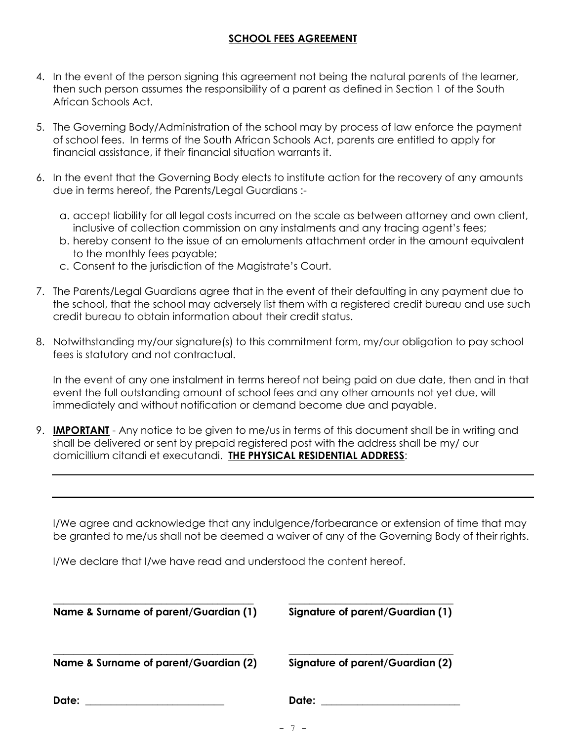**SCHOOL FEES AGREEMENT**

4. In the event of the person signing this agreement not being the natural parents of the learner, then such person assumes the responsibility of a parent as defined in Section 1 of the South African Schools Act.

5. The Governing Body/Administration of the school may by process of law enforce the payment of school fees. In terms of the South African Schools Act, parents are entitled to apply for financial assistance, if their financial situation warrants it.

6. In the event that the Governing Body elects to institute action for the recovery of any amounts due in terms hereof, the Parents/Legal Guardians :-

   a. accept liability for all legal costs incurred on the scale as between attorney and own client, inclusive of collection commission on any instalments and any tracing agent's fees;
   b. hereby consent to the issue of an emoluments attachment order in the amount equivalent to the monthly fees payable;
   c. Consent to the jurisdiction of the Magistrate's Court.

7. The Parents/Legal Guardians agree that in the event of their defaulting in any payment due to the school, that the school may adversely list them with a registered credit bureau and use such credit bureau to obtain information about their credit status.

8. Notwithstanding my/our signature(s) to this commitment form, my/our obligation to pay school fees is statutory and not contractual.

   In the event of any one instalment in terms hereof not being paid on due date, then and in that event the full outstanding amount of school fees and any other amounts not yet due, will immediately and without notification or demand become due and payable.

9. **IMPORTANT** - Any notice to be given to me/us in terms of this document shall be in writing and shall be delivered or sent by prepaid registered post with the address shall be my/ our domicillium citandi et executandi. **THE PHYSICAL RESIDENTIAL ADDRESS**:

   ______________________________________________________________________

   ______________________________________________________________________

   I/We agree and acknowledge that any indulgence/forbearance or extension of time that may be granted to me/us shall not be deemed a waiver of any of the Governing Body of their rights.

   I/We declare that I/we have read and understood the content hereof.

______________________________________ ______________________________
**Name & Surname of parent/Guardian (1)** **Signature of parent/Guardian (1)**

______________________________________ ______________________________
**Name & Surname of parent/Guardian (2)** **Signature of parent/Guardian (2)**

**Date:** __________________________ **Date:** __________________________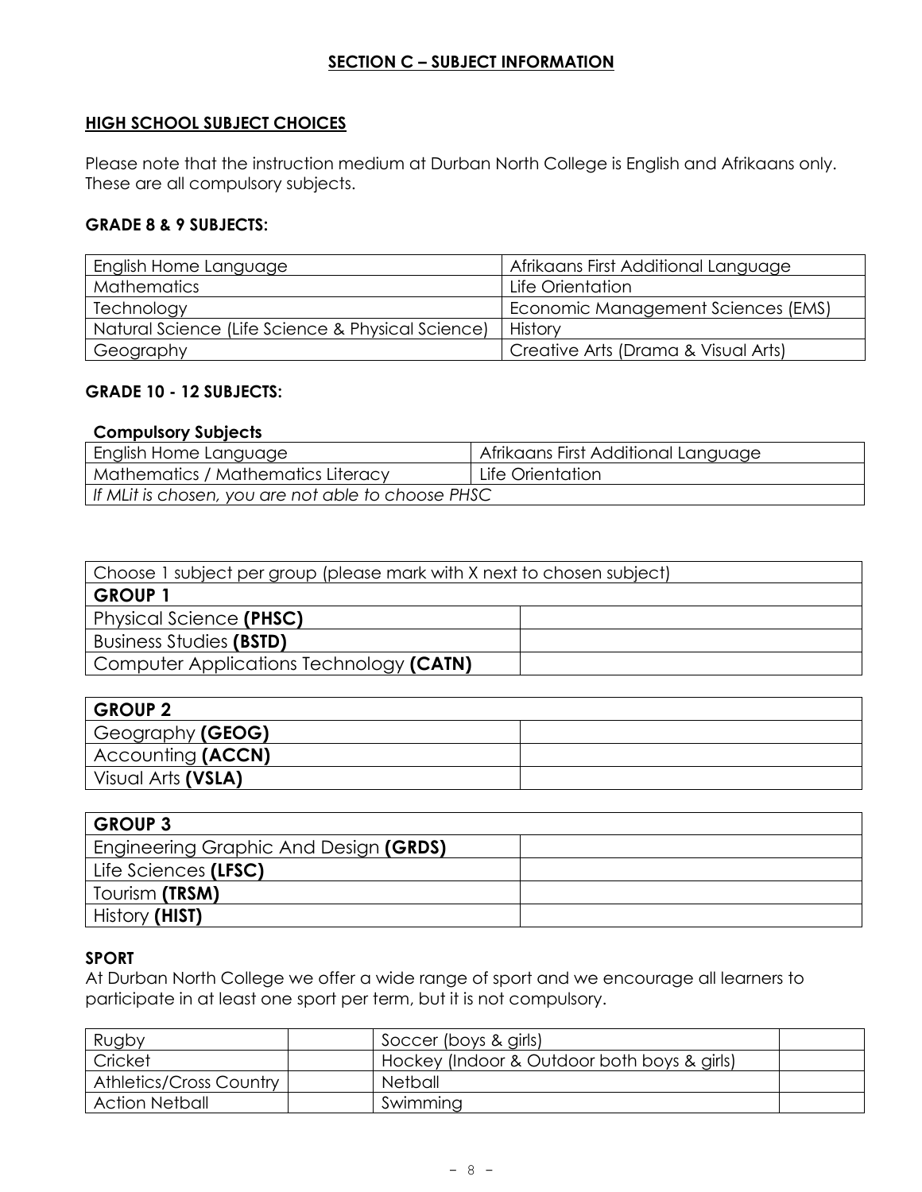## SECTION C – SUBJECT INFORMATION

### HIGH SCHOOL SUBJECT CHOICES

Please note that the instruction medium at Durban North College is English and Afrikaans only. These are all compulsory subjects.

### GRADE 8 & 9 SUBJECTS:

| | |
|---|---|
| English Home Language | Afrikaans First Additional Language |
| Mathematics | Life Orientation |
| Technology | Economic Management Sciences (EMS) |
| Natural Science (Life Science & Physical Science) | History |
| Geography | Creative Arts (Drama & Visual Arts) |

### GRADE 10 - 12 SUBJECTS:

**Compulsory Subjects**

| | |
|---|---|
| English Home Language | Afrikaans First Additional Language |
| Mathematics / Mathematics Literacy | Life Orientation |
| *If MLit is chosen, you are not able to choose PHSC* | |

| Choose 1 subject per group (please mark with X next to chosen subject) | |
|---|---|
| **GROUP 1** | |
| Physical Science **(PHSC)** | |
| Business Studies **(BSTD)** | |
| Computer Applications Technology **(CATN)** | |

| **GROUP 2** | |
|---|---|
| Geography **(GEOG)** | |
| Accounting **(ACCN)** | |
| Visual Arts **(VSLA)** | |

| **GROUP 3** | |
|---|---|
| Engineering Graphic And Design **(GRDS)** | |
| Life Sciences **(LFSC)** | |
| Tourism **(TRSM)** | |
| History **(HIST)** | |

### SPORT

At Durban North College we offer a wide range of sport and we encourage all learners to participate in at least one sport per term, but it is not compulsory.

| | | | |
|---|---|---|---|
| Rugby | | Soccer (boys & girls) | |
| Cricket | | Hockey (Indoor & Outdoor both boys & girls) | |
| Athletics/Cross Country | | Netball | |
| Action Netball | | Swimming | |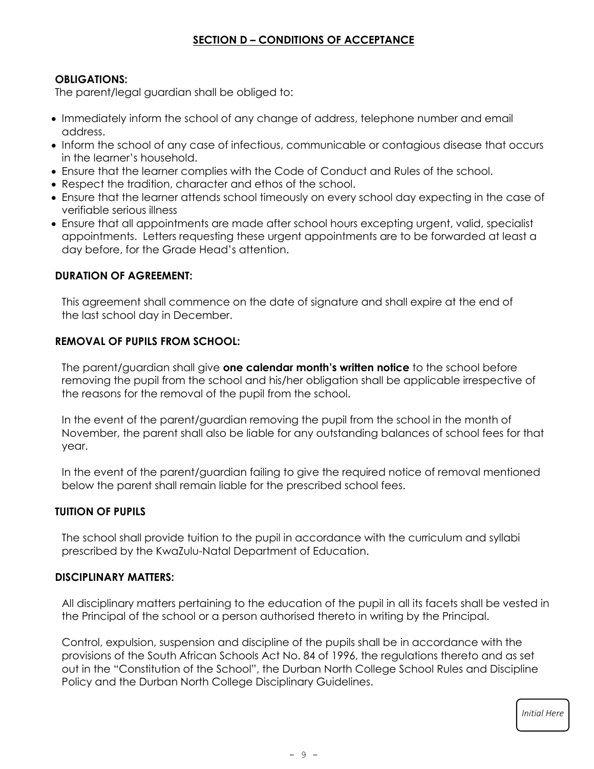## SECTION D – CONDITIONS OF ACCEPTANCE

**OBLIGATIONS:**

The parent/legal guardian shall be obliged to:

- Immediately inform the school of any change of address, telephone number and email address.
- Inform the school of any case of infectious, communicable or contagious disease that occurs in the learner's household.
- Ensure that the learner complies with the Code of Conduct and Rules of the school.
- Respect the tradition, character and ethos of the school.
- Ensure that the learner attends school timeously on every school day expecting in the case of verifiable serious illness
- Ensure that all appointments are made after school hours excepting urgent, valid, specialist appointments. Letters requesting these urgent appointments are to be forwarded at least a day before, for the Grade Head's attention.

**DURATION OF AGREEMENT:**

This agreement shall commence on the date of signature and shall expire at the end of the last school day in December.

**REMOVAL OF PUPILS FROM SCHOOL:**

The parent/guardian shall give **one calendar month's written notice** to the school before removing the pupil from the school and his/her obligation shall be applicable irrespective of the reasons for the removal of the pupil from the school.

In the event of the parent/guardian removing the pupil from the school in the month of November, the parent shall also be liable for any outstanding balances of school fees for that year.

In the event of the parent/guardian failing to give the required notice of removal mentioned below the parent shall remain liable for the prescribed school fees.

**TUITION OF PUPILS**

The school shall provide tuition to the pupil in accordance with the curriculum and syllabi prescribed by the KwaZulu-Natal Department of Education.

**DISCIPLINARY MATTERS:**

All disciplinary matters pertaining to the education of the pupil in all its facets shall be vested in the Principal of the school or a person authorised thereto in writing by the Principal.

Control, expulsion, suspension and discipline of the pupils shall be in accordance with the provisions of the South African Schools Act No. 84 of 1996, the regulations thereto and as set out in the "Constitution of the School", the Durban North College School Rules and Discipline Policy and the Durban North College Disciplinary Guidelines.

*Initial Here*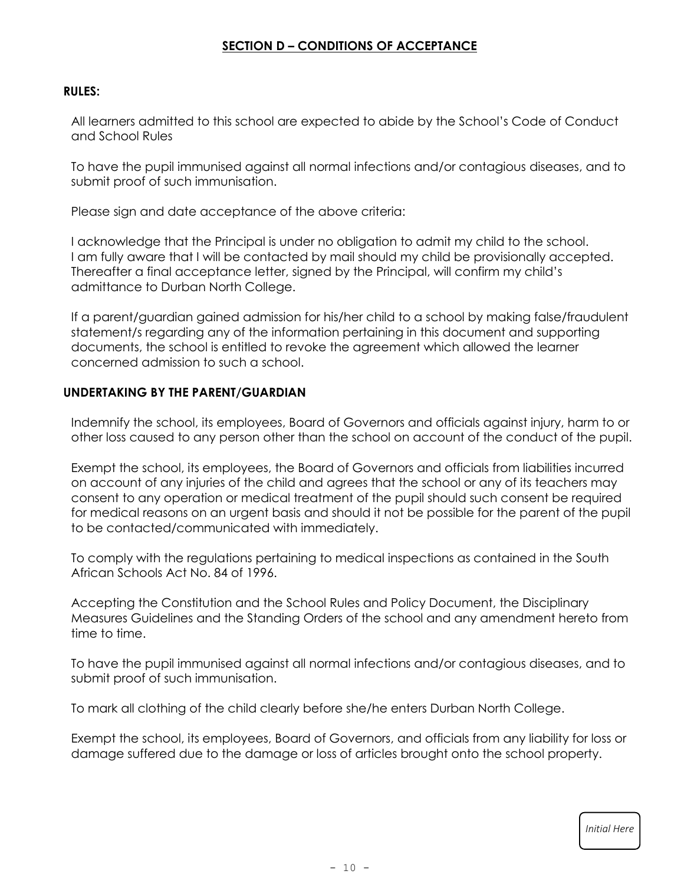## SECTION D – CONDITIONS OF ACCEPTANCE

**RULES:**

All learners admitted to this school are expected to abide by the School's Code of Conduct and School Rules

To have the pupil immunised against all normal infections and/or contagious diseases, and to submit proof of such immunisation.

Please sign and date acceptance of the above criteria:

I acknowledge that the Principal is under no obligation to admit my child to the school.
I am fully aware that I will be contacted by mail should my child be provisionally accepted.
Thereafter a final acceptance letter, signed by the Principal, will confirm my child's admittance to Durban North College.

If a parent/guardian gained admission for his/her child to a school by making false/fraudulent statement/s regarding any of the information pertaining in this document and supporting documents, the school is entitled to revoke the agreement which allowed the learner concerned admission to such a school.

**UNDERTAKING BY THE PARENT/GUARDIAN**

Indemnify the school, its employees, Board of Governors and officials against injury, harm to or other loss caused to any person other than the school on account of the conduct of the pupil.

Exempt the school, its employees, the Board of Governors and officials from liabilities incurred on account of any injuries of the child and agrees that the school or any of its teachers may consent to any operation or medical treatment of the pupil should such consent be required for medical reasons on an urgent basis and should it not be possible for the parent of the pupil to be contacted/communicated with immediately.

To comply with the regulations pertaining to medical inspections as contained in the South African Schools Act No. 84 of 1996.

Accepting the Constitution and the School Rules and Policy Document, the Disciplinary Measures Guidelines and the Standing Orders of the school and any amendment hereto from time to time.

To have the pupil immunised against all normal infections and/or contagious diseases, and to submit proof of such immunisation.

To mark all clothing of the child clearly before she/he enters Durban North College.

Exempt the school, its employees, Board of Governors, and officials from any liability for loss or damage suffered due to the damage or loss of articles brought onto the school property.

*Initial Here*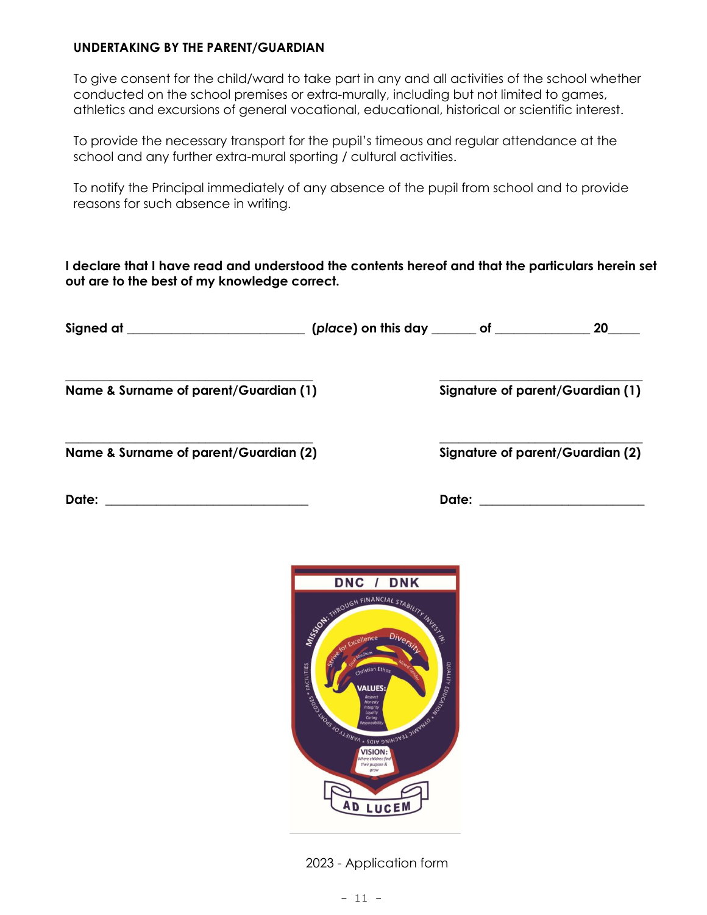**UNDERTAKING BY THE PARENT/GUARDIAN**

To give consent for the child/ward to take part in any and all activities of the school whether conducted on the school premises or extra-murally, including but not limited to games, athletics and excursions of general vocational, educational, historical or scientific interest.

To provide the necessary transport for the pupil's timeous and regular attendance at the school and any further extra-mural sporting / cultural activities.

To notify the Principal immediately of any absence of the pupil from school and to provide reasons for such absence in writing.

**I declare that I have read and understood the contents hereof and that the particulars herein set out are to the best of my knowledge correct.**

**Signed at** ___________________________ **(*place*) on this day** ______ **of** ______________ **20**_____

_____________________________________ _______________________________

**Name & Surname of parent/Guardian (1)** **Signature of parent/Guardian (1)**

_____________________________________ _______________________________

**Name & Surname of parent/Guardian (2)** **Signature of parent/Guardian (2)**

**Date:** ______________________________ **Date:** _________________________

2023 - Application form